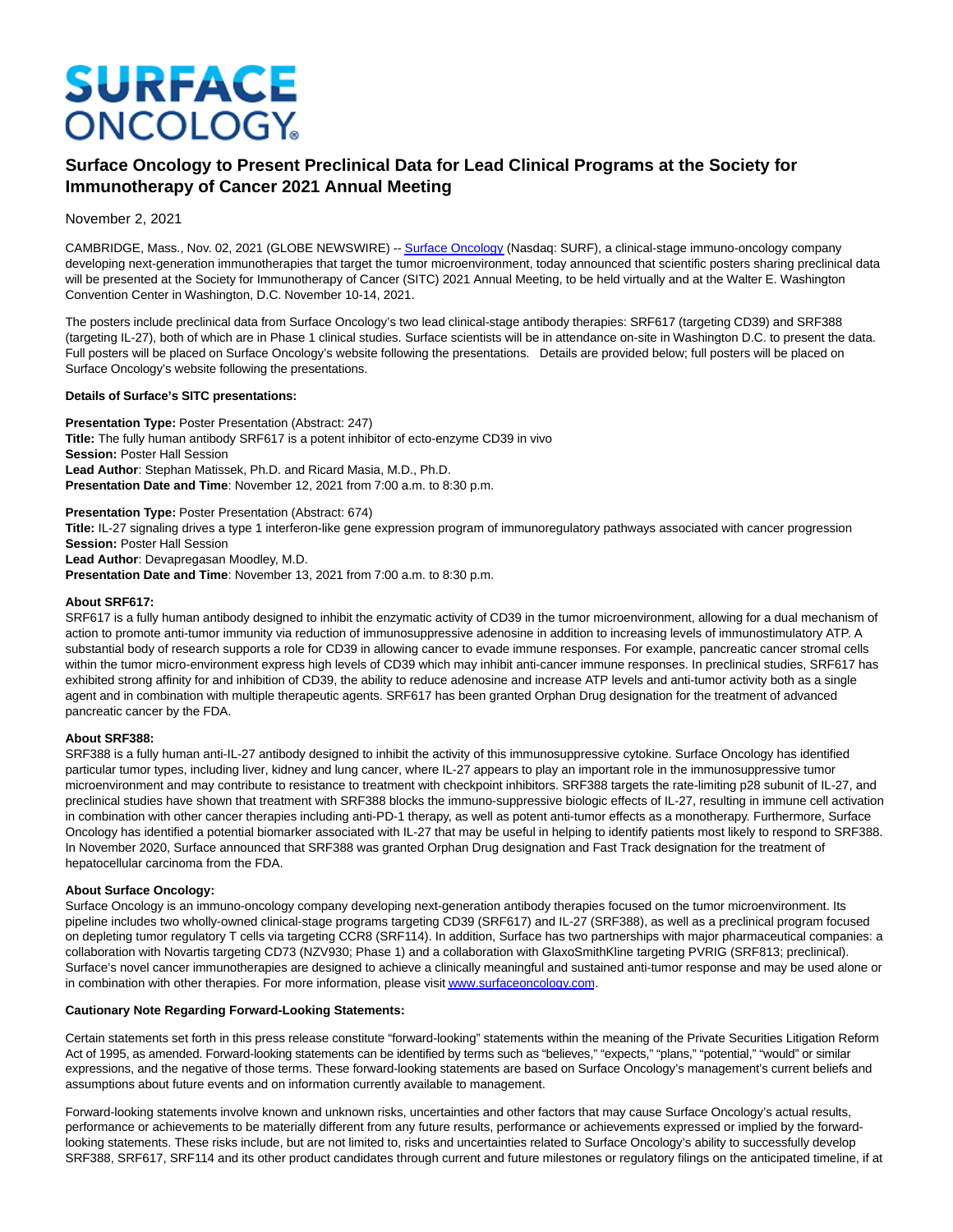# SURFACE ONCOLOGY

## Surface Oncology to Present Preclinical Data for Lead Clinical Programs at the Society for Immunotherapy of Cancer 2021 Annual Meeting

November 2, 2021

CAMBRIDGE, Mass., Nov. 02, 2021 (GLOBE NEWSWIRE) -- Surface Oncology (Nasdaq: SURF), a clinical-stage immuno-oncology company developing next-generation immunotherapies that target the tumor microenvironment, today announced that scientific posters sharing preclinical data will be presented at the Society for Immunotherapy of Cancer (SITC) 2021 Annual Meeting, to be held virtually and at the Walter E. Washington Convention Center in Washington, D.C. November 10-14, 2021.

The posters include preclinical data from Surface Oncology's two lead clinical-stage antibody therapies: SRF617 (targeting CD39) and SRF388 (targeting IL-27), both of which are in Phase 1 clinical studies. Surface scientists will be in attendance on-site in Washington D.C. to present the data. Full posters will be placed on Surface Oncology's website following the presentations. Details are provided below; full posters will be placed on Surface Oncology's website following the presentations.

**Details of Surface's SITC presentations:**

**Presentation Type:** Poster Presentation (Abstract: 247)
**Title:** The fully human antibody SRF617 is a potent inhibitor of ecto-enzyme CD39 in vivo
**Session:** Poster Hall Session
**Lead Author**: Stephan Matissek, Ph.D. and Ricard Masia, M.D., Ph.D.
**Presentation Date and Time**: November 12, 2021 from 7:00 a.m. to 8:30 p.m.

**Presentation Type:** Poster Presentation (Abstract: 674)
**Title:** IL-27 signaling drives a type 1 interferon-like gene expression program of immunoregulatory pathways associated with cancer progression
**Session:** Poster Hall Session
**Lead Author**: Devapregasan Moodley, M.D.
**Presentation Date and Time**: November 13, 2021 from 7:00 a.m. to 8:30 p.m.

**About SRF617:**
SRF617 is a fully human antibody designed to inhibit the enzymatic activity of CD39 in the tumor microenvironment, allowing for a dual mechanism of action to promote anti-tumor immunity via reduction of immunosuppressive adenosine in addition to increasing levels of immunostimulatory ATP. A substantial body of research supports a role for CD39 in allowing cancer to evade immune responses. For example, pancreatic cancer stromal cells within the tumor micro-environment express high levels of CD39 which may inhibit anti-cancer immune responses. In preclinical studies, SRF617 has exhibited strong affinity for and inhibition of CD39, the ability to reduce adenosine and increase ATP levels and anti-tumor activity both as a single agent and in combination with multiple therapeutic agents. SRF617 has been granted Orphan Drug designation for the treatment of advanced pancreatic cancer by the FDA.

**About SRF388:**
SRF388 is a fully human anti-IL-27 antibody designed to inhibit the activity of this immunosuppressive cytokine. Surface Oncology has identified particular tumor types, including liver, kidney and lung cancer, where IL-27 appears to play an important role in the immunosuppressive tumor microenvironment and may contribute to resistance to treatment with checkpoint inhibitors. SRF388 targets the rate-limiting p28 subunit of IL-27, and preclinical studies have shown that treatment with SRF388 blocks the immuno-suppressive biologic effects of IL-27, resulting in immune cell activation in combination with other cancer therapies including anti-PD-1 therapy, as well as potent anti-tumor effects as a monotherapy. Furthermore, Surface Oncology has identified a potential biomarker associated with IL-27 that may be useful in helping to identify patients most likely to respond to SRF388. In November 2020, Surface announced that SRF388 was granted Orphan Drug designation and Fast Track designation for the treatment of hepatocellular carcinoma from the FDA.

**About Surface Oncology:**
Surface Oncology is an immuno-oncology company developing next-generation antibody therapies focused on the tumor microenvironment. Its pipeline includes two wholly-owned clinical-stage programs targeting CD39 (SRF617) and IL-27 (SRF388), as well as a preclinical program focused on depleting tumor regulatory T cells via targeting CCR8 (SRF114). In addition, Surface has two partnerships with major pharmaceutical companies: a collaboration with Novartis targeting CD73 (NZV930; Phase 1) and a collaboration with GlaxoSmithKline targeting PVRIG (SRF813; preclinical). Surface's novel cancer immunotherapies are designed to achieve a clinically meaningful and sustained anti-tumor response and may be used alone or in combination with other therapies. For more information, please visit www.surfaceoncology.com.

**Cautionary Note Regarding Forward-Looking Statements:**

Certain statements set forth in this press release constitute "forward-looking" statements within the meaning of the Private Securities Litigation Reform Act of 1995, as amended. Forward-looking statements can be identified by terms such as "believes," "expects," "plans," "potential," "would" or similar expressions, and the negative of those terms. These forward-looking statements are based on Surface Oncology's management's current beliefs and assumptions about future events and on information currently available to management.

Forward-looking statements involve known and unknown risks, uncertainties and other factors that may cause Surface Oncology's actual results, performance or achievements to be materially different from any future results, performance or achievements expressed or implied by the forward-looking statements. These risks include, but are not limited to, risks and uncertainties related to Surface Oncology's ability to successfully develop SRF388, SRF617, SRF114 and its other product candidates through current and future milestones or regulatory filings on the anticipated timeline, if at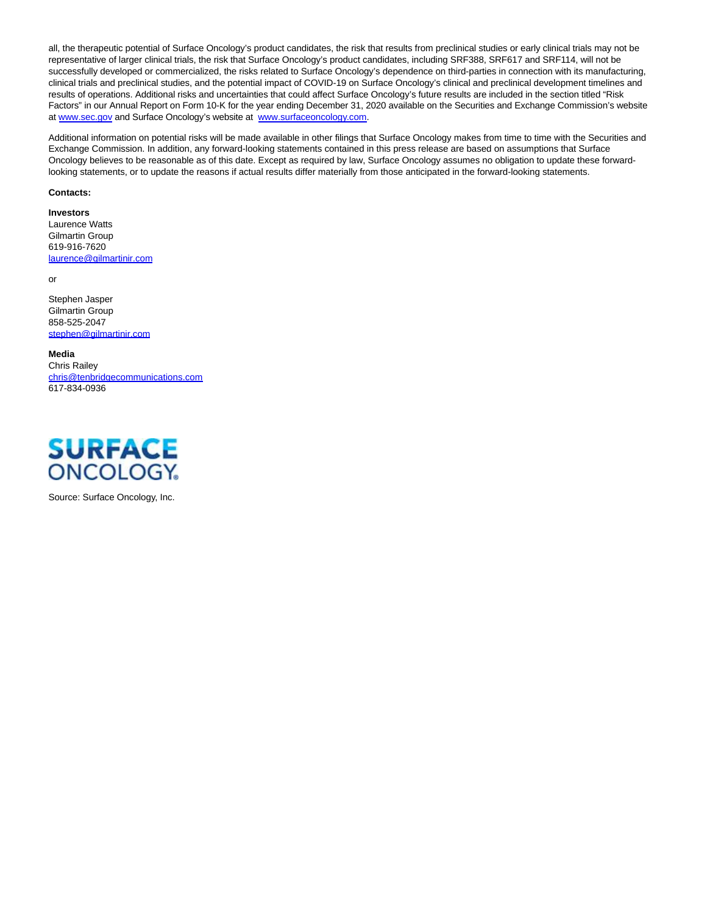all, the therapeutic potential of Surface Oncology's product candidates, the risk that results from preclinical studies or early clinical trials may not be representative of larger clinical trials, the risk that Surface Oncology's product candidates, including SRF388, SRF617 and SRF114, will not be successfully developed or commercialized, the risks related to Surface Oncology's dependence on third-parties in connection with its manufacturing, clinical trials and preclinical studies, and the potential impact of COVID-19 on Surface Oncology's clinical and preclinical development timelines and results of operations. Additional risks and uncertainties that could affect Surface Oncology's future results are included in the section titled "Risk Factors" in our Annual Report on Form 10-K for the year ending December 31, 2020 available on the Securities and Exchange Commission's website at www.sec.gov and Surface Oncology's website at www.surfaceoncology.com.

Additional information on potential risks will be made available in other filings that Surface Oncology makes from time to time with the Securities and Exchange Commission. In addition, any forward-looking statements contained in this press release are based on assumptions that Surface Oncology believes to be reasonable as of this date. Except as required by law, Surface Oncology assumes no obligation to update these forward-looking statements, or to update the reasons if actual results differ materially from those anticipated in the forward-looking statements.

**Contacts:**

**Investors**
Laurence Watts
Gilmartin Group
619-916-7620
laurence@gilmartinir.com

or

Stephen Jasper
Gilmartin Group
858-525-2047
stephen@gilmartinir.com

**Media**
Chris Railey
chris@tenbridgecommunications.com
617-834-0936

SURFACE ONCOLOGY®

Source: Surface Oncology, Inc.